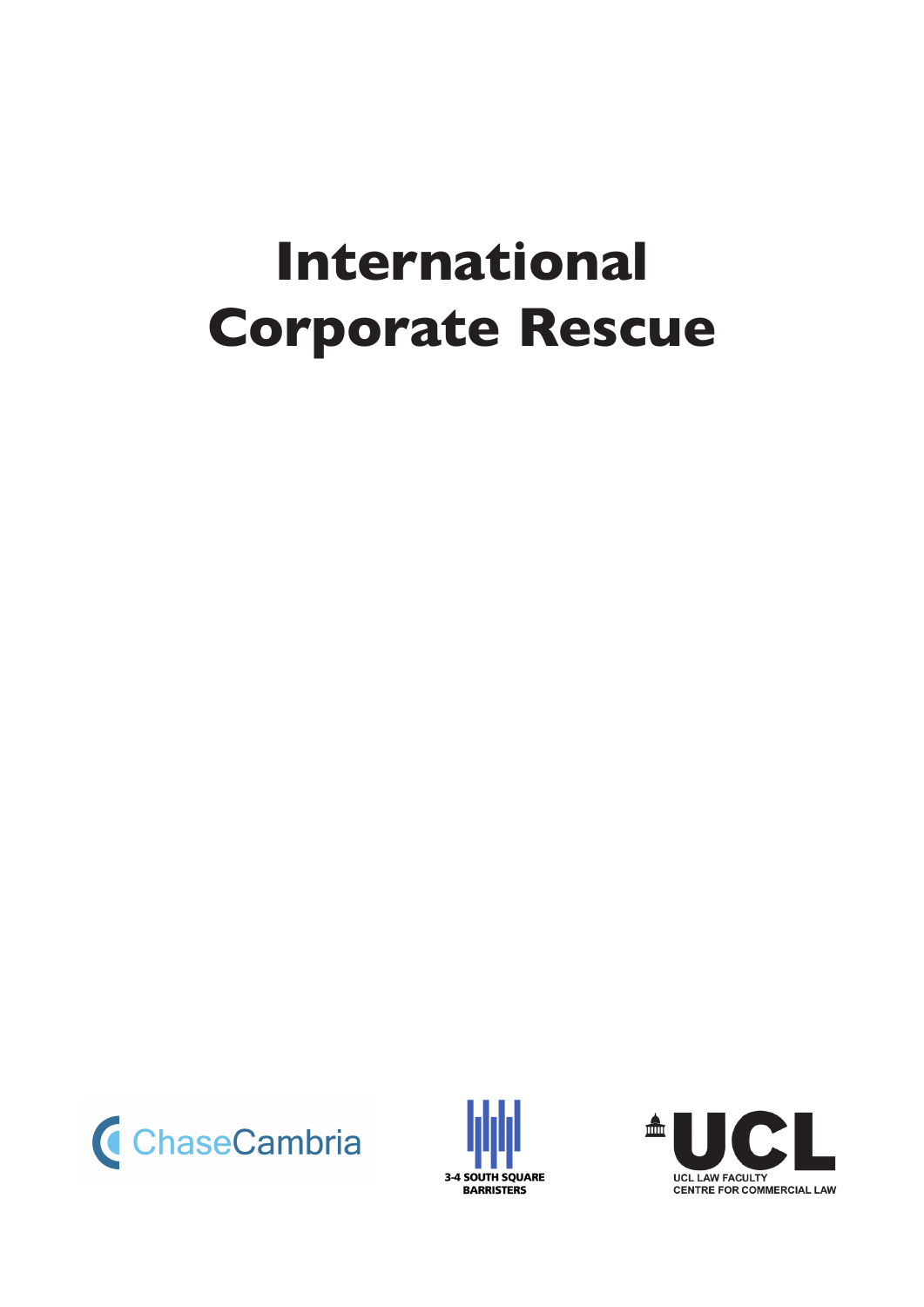# International Corporate Rescue

ChaseCambria

3-4 SOUTH SQUARE BARRISTERS

UCL LAW FACULTY
CENTRE FOR COMMERCIAL LAW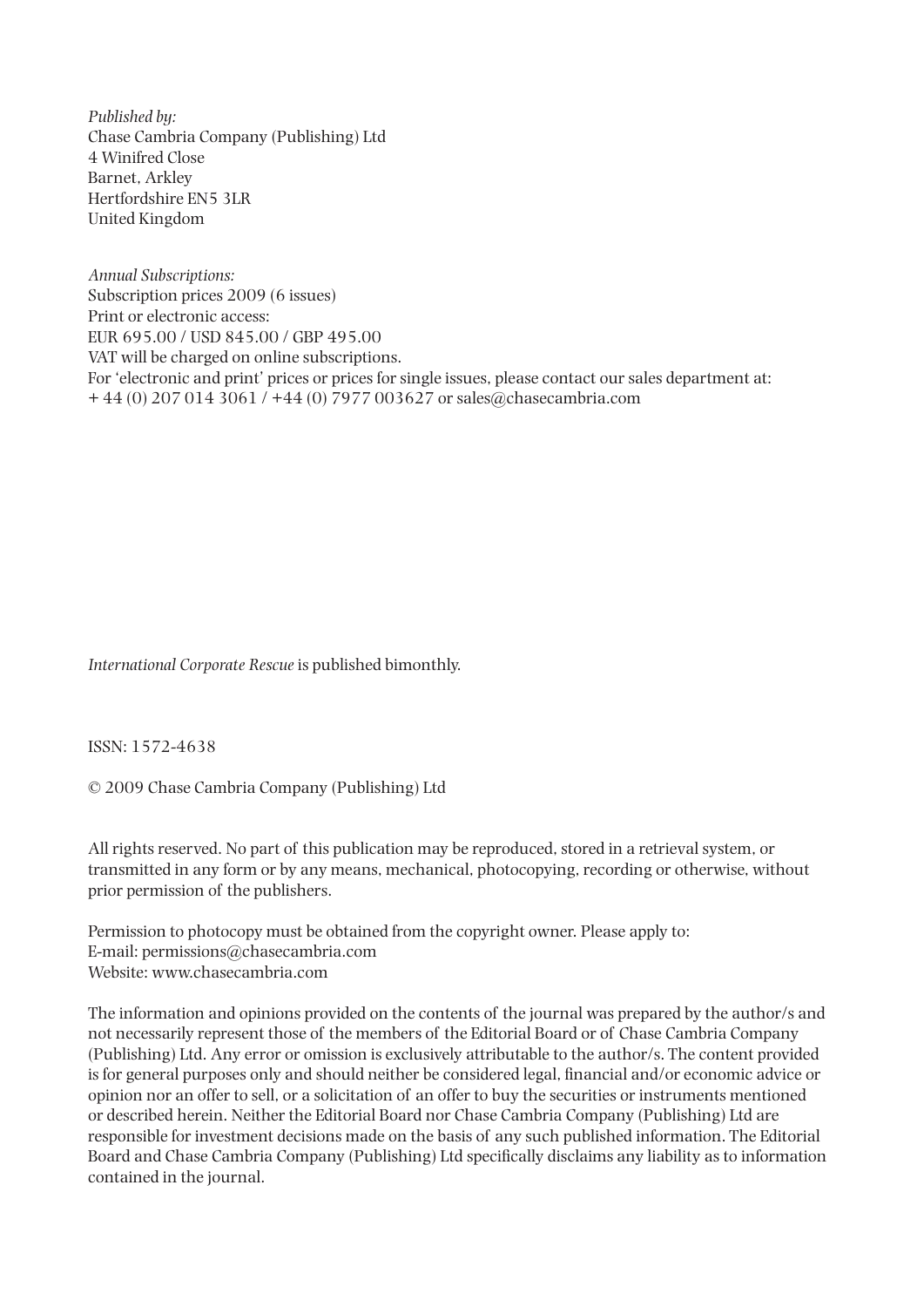*Published by:*
Chase Cambria Company (Publishing) Ltd
4 Winifred Close
Barnet, Arkley
Hertfordshire EN5 3LR
United Kingdom

*Annual Subscriptions:*
Subscription prices 2009 (6 issues)
Print or electronic access:
EUR 695.00 / USD 845.00 / GBP 495.00
VAT will be charged on online subscriptions.
For 'electronic and print' prices or prices for single issues, please contact our sales department at:
+ 44 (0) 207 014 3061 / +44 (0) 7977 003627 or sales@chasecambria.com

*International Corporate Rescue* is published bimonthly.

ISSN: 1572-4638

© 2009 Chase Cambria Company (Publishing) Ltd

All rights reserved. No part of this publication may be reproduced, stored in a retrieval system, or transmitted in any form or by any means, mechanical, photocopying, recording or otherwise, without prior permission of the publishers.

Permission to photocopy must be obtained from the copyright owner. Please apply to:
E-mail: permissions@chasecambria.com
Website: www.chasecambria.com

The information and opinions provided on the contents of the journal was prepared by the author/s and not necessarily represent those of the members of the Editorial Board or of Chase Cambria Company (Publishing) Ltd. Any error or omission is exclusively attributable to the author/s. The content provided is for general purposes only and should neither be considered legal, financial and/or economic advice or opinion nor an offer to sell, or a solicitation of an offer to buy the securities or instruments mentioned or described herein. Neither the Editorial Board nor Chase Cambria Company (Publishing) Ltd are responsible for investment decisions made on the basis of any such published information. The Editorial Board and Chase Cambria Company (Publishing) Ltd specifically disclaims any liability as to information contained in the journal.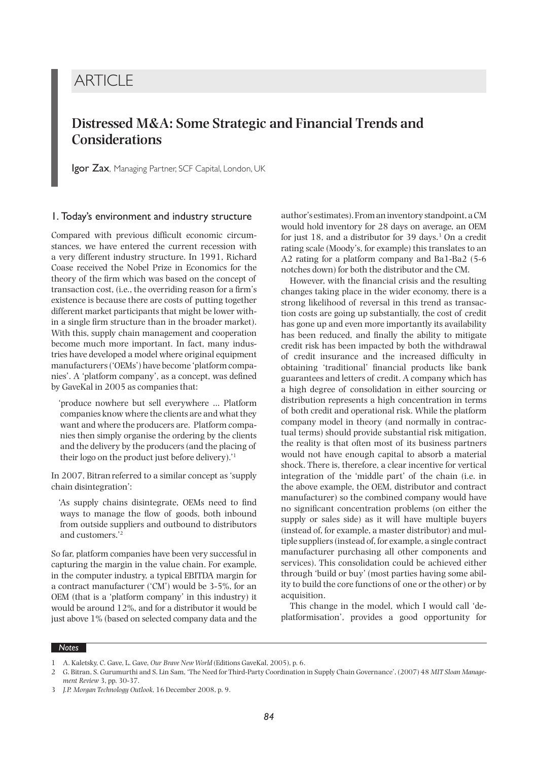# ARTICLE

## Distressed M&A: Some Strategic and Financial Trends and Considerations

**Igor Zax**, Managing Partner, SCF Capital, London, UK

### 1. Today's environment and industry structure

Compared with previous difficult economic circumstances, we have entered the current recession with a very different industry structure. In 1991, Richard Coase received the Nobel Prize in Economics for the theory of the firm which was based on the concept of transaction cost, (i.e., the overriding reason for a firm's existence is because there are costs of putting together different market participants that might be lower within a single firm structure than in the broader market). With this, supply chain management and cooperation become much more important. In fact, many industries have developed a model where original equipment manufacturers ('OEMs') have become 'platform companies'. A 'platform company', as a concept, was defined by GaveKal in 2005 as companies that:

> 'produce nowhere but sell everywhere ... Platform companies know where the clients are and what they want and where the producers are. Platform companies then simply organise the ordering by the clients and the delivery by the producers (and the placing of their logo on the product just before delivery).'[1]

In 2007, Bitran referred to a similar concept as 'supply chain disintegration':

> 'As supply chains disintegrate, OEMs need to find ways to manage the flow of goods, both inbound from outside suppliers and outbound to distributors and customers.'[2]

So far, platform companies have been very successful in capturing the margin in the value chain. For example, in the computer industry, a typical EBITDA margin for a contract manufacturer ('CM') would be 3-5%, for an OEM (that is a 'platform company' in this industry) it would be around 12%, and for a distributor it would be just above 1% (based on selected company data and the author's estimates). From an inventory standpoint, a CM would hold inventory for 28 days on average, an OEM for just 18, and a distributor for 39 days.[3] On a credit rating scale (Moody's, for example) this translates to an A2 rating for a platform company and Ba1-Ba2 (5-6 notches down) for both the distributor and the CM.

However, with the financial crisis and the resulting changes taking place in the wider economy, there is a strong likelihood of reversal in this trend as transaction costs are going up substantially, the cost of credit has gone up and even more importantly its availability has been reduced, and finally the ability to mitigate credit risk has been impacted by both the withdrawal of credit insurance and the increased difficulty in obtaining 'traditional' financial products like bank guarantees and letters of credit. A company which has a high degree of consolidation in either sourcing or distribution represents a high concentration in terms of both credit and operational risk. While the platform company model in theory (and normally in contractual terms) should provide substantial risk mitigation, the reality is that often most of its business partners would not have enough capital to absorb a material shock. There is, therefore, a clear incentive for vertical integration of the 'middle part' of the chain (i.e. in the above example, the OEM, distributor and contract manufacturer) so the combined company would have no significant concentration problems (on either the supply or sales side) as it will have multiple buyers (instead of, for example, a master distributor) and multiple suppliers (instead of, for example, a single contract manufacturer purchasing all other components and services). This consolidation could be achieved either through 'build or buy' (most parties having some ability to build the core functions of one or the other) or by acquisition.

This change in the model, which I would call 'de-platformisation', provides a good opportunity for

---

*Notes*

1. A. Kaletsky, C. Gave, L. Gave, *Our Brave New World* (Editions GaveKal, 2005), p. 6.
2. G. Bitran, S. Gurumurthi and S. Lin Sam, 'The Need for Third-Party Coordination in Supply Chain Governance', (2007) 48 *MIT Sloan Management Review* 3, pp. 30-37.
3. *J.P. Morgan Technology Outlook*, 16 December 2008, p. 9.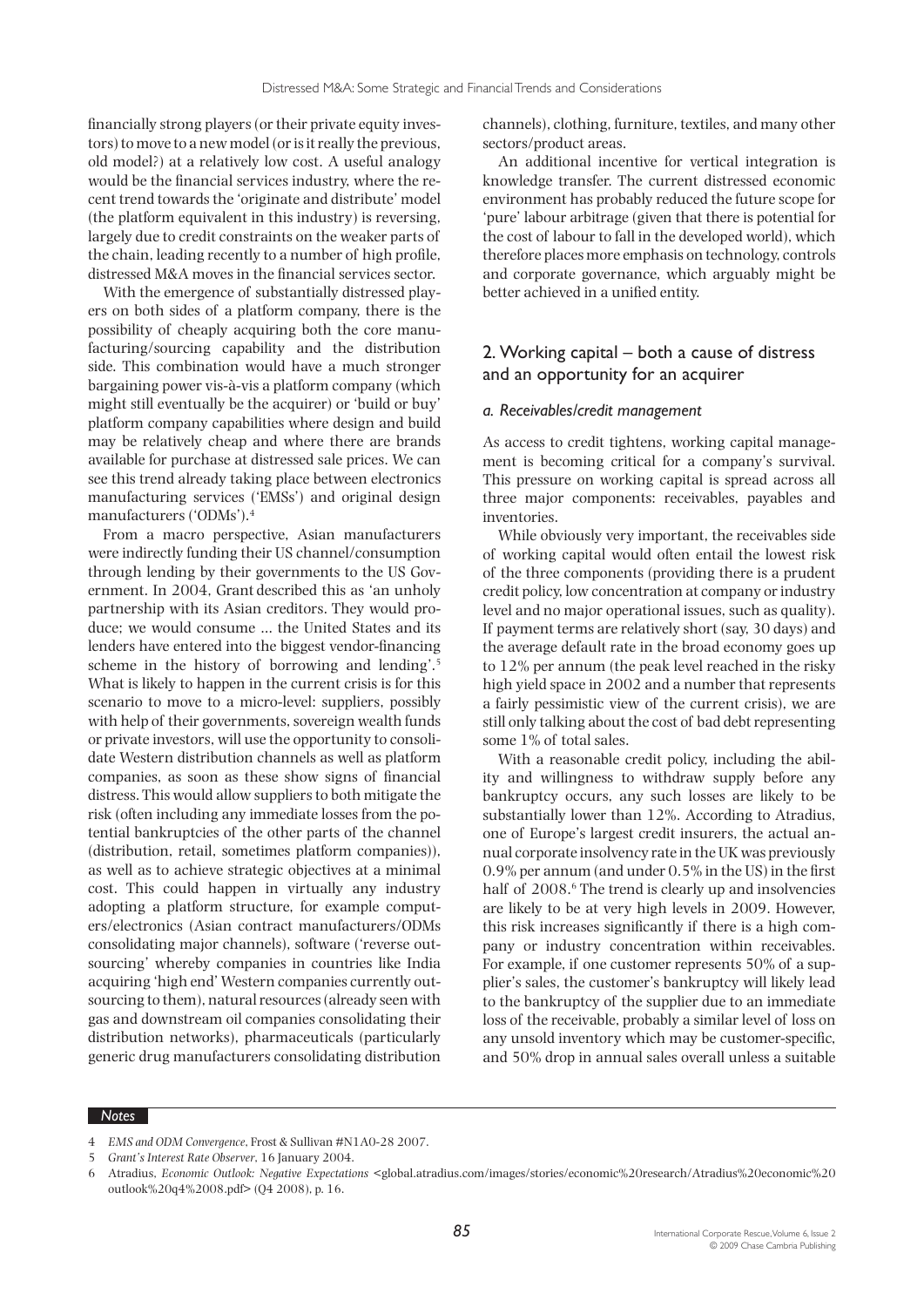financially strong players (or their private equity investors) to move to a new model (or is it really the previous, old model?) at a relatively low cost. A useful analogy would be the financial services industry, where the recent trend towards the 'originate and distribute' model (the platform equivalent in this industry) is reversing, largely due to credit constraints on the weaker parts of the chain, leading recently to a number of high profile, distressed M&A moves in the financial services sector.

With the emergence of substantially distressed players on both sides of a platform company, there is the possibility of cheaply acquiring both the core manufacturing/sourcing capability and the distribution side. This combination would have a much stronger bargaining power vis-à-vis a platform company (which might still eventually be the acquirer) or 'build or buy' platform company capabilities where design and build may be relatively cheap and where there are brands available for purchase at distressed sale prices. We can see this trend already taking place between electronics manufacturing services ('EMSs') and original design manufacturers ('ODMs').[4]

From a macro perspective, Asian manufacturers were indirectly funding their US channel/consumption through lending by their governments to the US Government. In 2004, Grant described this as 'an unholy partnership with its Asian creditors. They would produce; we would consume ... the United States and its lenders have entered into the biggest vendor-financing scheme in the history of borrowing and lending'.[5] What is likely to happen in the current crisis is for this scenario to move to a micro-level: suppliers, possibly with help of their governments, sovereign wealth funds or private investors, will use the opportunity to consolidate Western distribution channels as well as platform companies, as soon as these show signs of financial distress. This would allow suppliers to both mitigate the risk (often including any immediate losses from the potential bankruptcies of the other parts of the channel (distribution, retail, sometimes platform companies)), as well as to achieve strategic objectives at a minimal cost. This could happen in virtually any industry adopting a platform structure, for example computers/electronics (Asian contract manufacturers/ODMs consolidating major channels), software ('reverse outsourcing' whereby companies in countries like India acquiring 'high end' Western companies currently outsourcing to them), natural resources (already seen with gas and downstream oil companies consolidating their distribution networks), pharmaceuticals (particularly generic drug manufacturers consolidating distribution channels), clothing, furniture, textiles, and many other sectors/product areas.

An additional incentive for vertical integration is knowledge transfer. The current distressed economic environment has probably reduced the future scope for 'pure' labour arbitrage (given that there is potential for the cost of labour to fall in the developed world), which therefore places more emphasis on technology, controls and corporate governance, which arguably might be better achieved in a unified entity.

## 2. Working capital – both a cause of distress and an opportunity for an acquirer

### *a. Receivables/credit management*

As access to credit tightens, working capital management is becoming critical for a company's survival. This pressure on working capital is spread across all three major components: receivables, payables and inventories.

While obviously very important, the receivables side of working capital would often entail the lowest risk of the three components (providing there is a prudent credit policy, low concentration at company or industry level and no major operational issues, such as quality). If payment terms are relatively short (say, 30 days) and the average default rate in the broad economy goes up to 12% per annum (the peak level reached in the risky high yield space in 2002 and a number that represents a fairly pessimistic view of the current crisis), we are still only talking about the cost of bad debt representing some 1% of total sales.

With a reasonable credit policy, including the ability and willingness to withdraw supply before any bankruptcy occurs, any such losses are likely to be substantially lower than 12%. According to Atradius, one of Europe's largest credit insurers, the actual annual corporate insolvency rate in the UK was previously 0.9% per annum (and under 0.5% in the US) in the first half of 2008.[6] The trend is clearly up and insolvencies are likely to be at very high levels in 2009. However, this risk increases significantly if there is a high company or industry concentration within receivables. For example, if one customer represents 50% of a supplier's sales, the customer's bankruptcy will likely lead to the bankruptcy of the supplier due to an immediate loss of the receivable, probably a similar level of loss on any unsold inventory which may be customer-specific, and 50% drop in annual sales overall unless a suitable

*Notes*

4 *EMS and ODM Convergence*, Frost & Sullivan #N1A0-28 2007.

5 *Grant's Interest Rate Observer*, 16 January 2004.

6 Atradius, *Economic Outlook: Negative Expectations* <global.atradius.com/images/stories/economic%20research/Atradius%20economic%20outlook%20q4%2008.pdf> (Q4 2008), p. 16.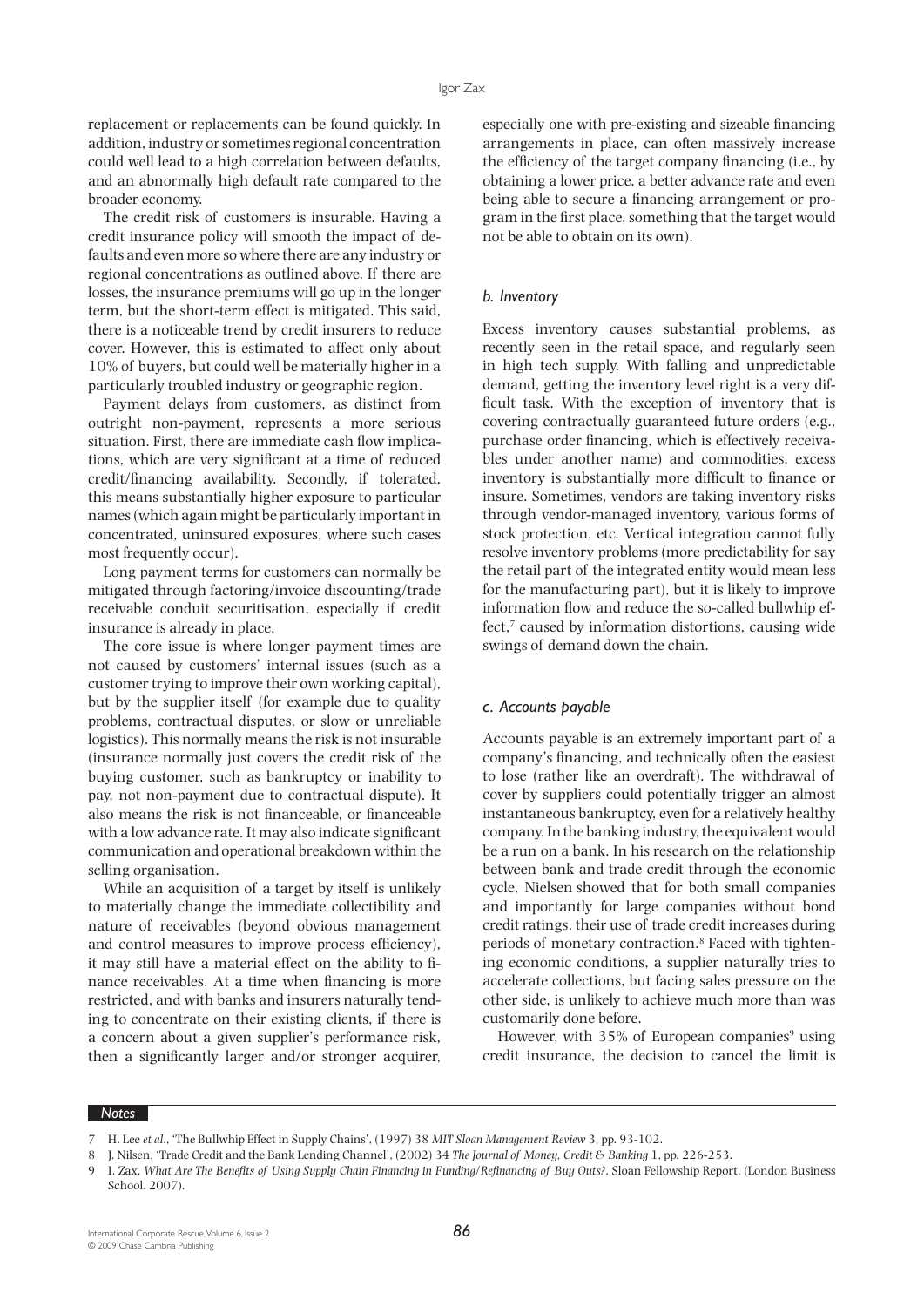replacement or replacements can be found quickly. In addition, industry or sometimes regional concentration could well lead to a high correlation between defaults, and an abnormally high default rate compared to the broader economy.

The credit risk of customers is insurable. Having a credit insurance policy will smooth the impact of defaults and even more so where there are any industry or regional concentrations as outlined above. If there are losses, the insurance premiums will go up in the longer term, but the short-term effect is mitigated. This said, there is a noticeable trend by credit insurers to reduce cover. However, this is estimated to affect only about 10% of buyers, but could well be materially higher in a particularly troubled industry or geographic region.

Payment delays from customers, as distinct from outright non-payment, represents a more serious situation. First, there are immediate cash flow implications, which are very significant at a time of reduced credit/financing availability. Secondly, if tolerated, this means substantially higher exposure to particular names (which again might be particularly important in concentrated, uninsured exposures, where such cases most frequently occur).

Long payment terms for customers can normally be mitigated through factoring/invoice discounting/trade receivable conduit securitisation, especially if credit insurance is already in place.

The core issue is where longer payment times are not caused by customers' internal issues (such as a customer trying to improve their own working capital), but by the supplier itself (for example due to quality problems, contractual disputes, or slow or unreliable logistics). This normally means the risk is not insurable (insurance normally just covers the credit risk of the buying customer, such as bankruptcy or inability to pay, not non-payment due to contractual dispute). It also means the risk is not financeable, or financeable with a low advance rate. It may also indicate significant communication and operational breakdown within the selling organisation.

While an acquisition of a target by itself is unlikely to materially change the immediate collectibility and nature of receivables (beyond obvious management and control measures to improve process efficiency), it may still have a material effect on the ability to finance receivables. At a time when financing is more restricted, and with banks and insurers naturally tending to concentrate on their existing clients, if there is a concern about a given supplier's performance risk, then a significantly larger and/or stronger acquirer, especially one with pre-existing and sizeable financing arrangements in place, can often massively increase the efficiency of the target company financing (i.e., by obtaining a lower price, a better advance rate and even being able to secure a financing arrangement or program in the first place, something that the target would not be able to obtain on its own).

### *b. Inventory*

Excess inventory causes substantial problems, as recently seen in the retail space, and regularly seen in high tech supply. With falling and unpredictable demand, getting the inventory level right is a very difficult task. With the exception of inventory that is covering contractually guaranteed future orders (e.g., purchase order financing, which is effectively receivables under another name) and commodities, excess inventory is substantially more difficult to finance or insure. Sometimes, vendors are taking inventory risks through vendor-managed inventory, various forms of stock protection, etc. Vertical integration cannot fully resolve inventory problems (more predictability for say the retail part of the integrated entity would mean less for the manufacturing part), but it is likely to improve information flow and reduce the so-called bullwhip effect,[7] caused by information distortions, causing wide swings of demand down the chain.

### *c. Accounts payable*

Accounts payable is an extremely important part of a company's financing, and technically often the easiest to lose (rather like an overdraft). The withdrawal of cover by suppliers could potentially trigger an almost instantaneous bankruptcy, even for a relatively healthy company. In the banking industry, the equivalent would be a run on a bank. In his research on the relationship between bank and trade credit through the economic cycle, Nielsen showed that for both small companies and importantly for large companies without bond credit ratings, their use of trade credit increases during periods of monetary contraction.[8] Faced with tightening economic conditions, a supplier naturally tries to accelerate collections, but facing sales pressure on the other side, is unlikely to achieve much more than was customarily done before.

However, with 35% of European companies[9] using credit insurance, the decision to cancel the limit is

---

*Notes*

7 H. Lee *et al.*, 'The Bullwhip Effect in Supply Chains', (1997) 38 *MIT Sloan Management Review* 3, pp. 93-102.

8 J. Nilsen, 'Trade Credit and the Bank Lending Channel', (2002) 34 *The Journal of Money, Credit & Banking* 1, pp. 226-253.

9 I. Zax, *What Are The Benefits of Using Supply Chain Financing in Funding/Refinancing of Buy Outs?*, Sloan Fellowship Report, (London Business School, 2007).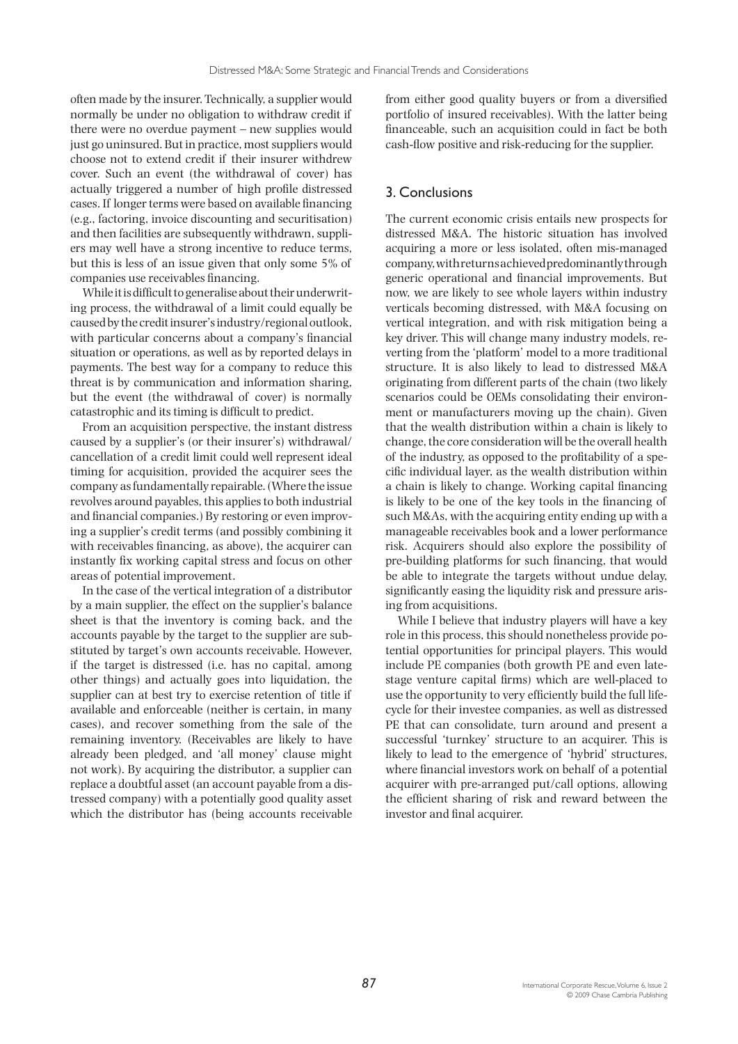often made by the insurer. Technically, a supplier would normally be under no obligation to withdraw credit if there were no overdue payment – new supplies would just go uninsured. But in practice, most suppliers would choose not to extend credit if their insurer withdrew cover. Such an event (the withdrawal of cover) has actually triggered a number of high profile distressed cases. If longer terms were based on available financing (e.g., factoring, invoice discounting and securitisation) and then facilities are subsequently withdrawn, suppliers may well have a strong incentive to reduce terms, but this is less of an issue given that only some 5% of companies use receivables financing.

While it is difficult to generalise about their underwriting process, the withdrawal of a limit could equally be caused by the credit insurer's industry/regional outlook, with particular concerns about a company's financial situation or operations, as well as by reported delays in payments. The best way for a company to reduce this threat is by communication and information sharing, but the event (the withdrawal of cover) is normally catastrophic and its timing is difficult to predict.

From an acquisition perspective, the instant distress caused by a supplier's (or their insurer's) withdrawal/cancellation of a credit limit could well represent ideal timing for acquisition, provided the acquirer sees the company as fundamentally repairable. (Where the issue revolves around payables, this applies to both industrial and financial companies.) By restoring or even improving a supplier's credit terms (and possibly combining it with receivables financing, as above), the acquirer can instantly fix working capital stress and focus on other areas of potential improvement.

In the case of the vertical integration of a distributor by a main supplier, the effect on the supplier's balance sheet is that the inventory is coming back, and the accounts payable by the target to the supplier are substituted by target's own accounts receivable. However, if the target is distressed (i.e. has no capital, among other things) and actually goes into liquidation, the supplier can at best try to exercise retention of title if available and enforceable (neither is certain, in many cases), and recover something from the sale of the remaining inventory. (Receivables are likely to have already been pledged, and 'all money' clause might not work). By acquiring the distributor, a supplier can replace a doubtful asset (an account payable from a distressed company) with a potentially good quality asset which the distributor has (being accounts receivable from either good quality buyers or from a diversified portfolio of insured receivables). With the latter being financeable, such an acquisition could in fact be both cash-flow positive and risk-reducing for the supplier.

## 3. Conclusions

The current economic crisis entails new prospects for distressed M&A. The historic situation has involved acquiring a more or less isolated, often mis-managed company, with returns achieved predominantly through generic operational and financial improvements. But now, we are likely to see whole layers within industry verticals becoming distressed, with M&A focusing on vertical integration, and with risk mitigation being a key driver. This will change many industry models, reverting from the 'platform' model to a more traditional structure. It is also likely to lead to distressed M&A originating from different parts of the chain (two likely scenarios could be OEMs consolidating their environment or manufacturers moving up the chain). Given that the wealth distribution within a chain is likely to change, the core consideration will be the overall health of the industry, as opposed to the profitability of a specific individual layer, as the wealth distribution within a chain is likely to change. Working capital financing is likely to be one of the key tools in the financing of such M&As, with the acquiring entity ending up with a manageable receivables book and a lower performance risk. Acquirers should also explore the possibility of pre-building platforms for such financing, that would be able to integrate the targets without undue delay, significantly easing the liquidity risk and pressure arising from acquisitions.

While I believe that industry players will have a key role in this process, this should nonetheless provide potential opportunities for principal players. This would include PE companies (both growth PE and even late-stage venture capital firms) which are well-placed to use the opportunity to very efficiently build the full lifecycle for their investee companies, as well as distressed PE that can consolidate, turn around and present a successful 'turnkey' structure to an acquirer. This is likely to lead to the emergence of 'hybrid' structures, where financial investors work on behalf of a potential acquirer with pre-arranged put/call options, allowing the efficient sharing of risk and reward between the investor and final acquirer.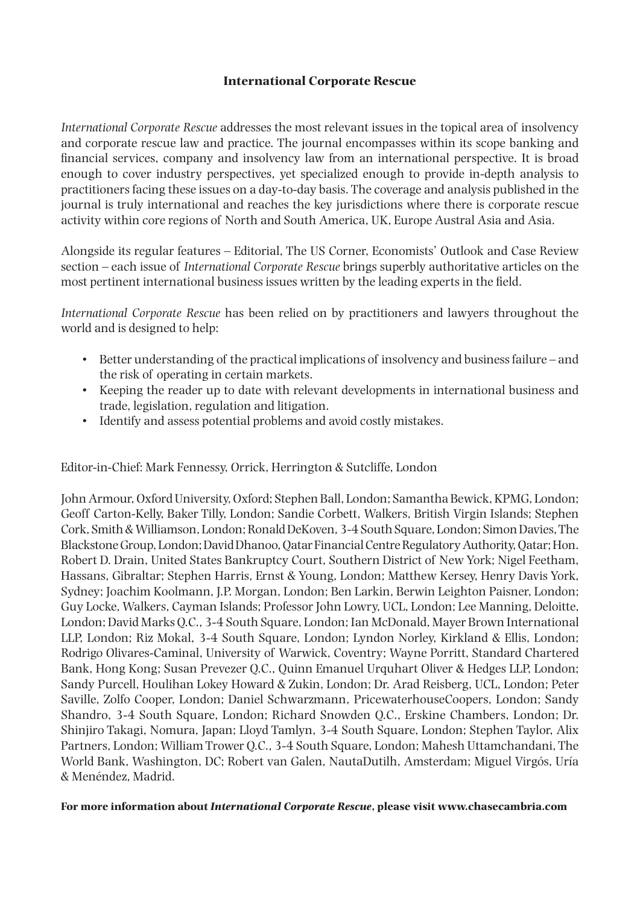**International Corporate Rescue**

*International Corporate Rescue* addresses the most relevant issues in the topical area of insolvency and corporate rescue law and practice. The journal encompasses within its scope banking and financial services, company and insolvency law from an international perspective. It is broad enough to cover industry perspectives, yet specialized enough to provide in-depth analysis to practitioners facing these issues on a day-to-day basis. The coverage and analysis published in the journal is truly international and reaches the key jurisdictions where there is corporate rescue activity within core regions of North and South America, UK, Europe Austral Asia and Asia.

Alongside its regular features – Editorial, The US Corner, Economists' Outlook and Case Review section – each issue of *International Corporate Rescue* brings superbly authoritative articles on the most pertinent international business issues written by the leading experts in the field.

*International Corporate Rescue* has been relied on by practitioners and lawyers throughout the world and is designed to help:

- Better understanding of the practical implications of insolvency and business failure – and the risk of operating in certain markets.
- Keeping the reader up to date with relevant developments in international business and trade, legislation, regulation and litigation.
- Identify and assess potential problems and avoid costly mistakes.

Editor-in-Chief: Mark Fennessy, Orrick, Herrington & Sutcliffe, London

John Armour, Oxford University, Oxford; Stephen Ball, London; Samantha Bewick, KPMG, London; Geoff Carton-Kelly, Baker Tilly, London; Sandie Corbett, Walkers, British Virgin Islands; Stephen Cork, Smith & Williamson, London; Ronald DeKoven, 3-4 South Square, London; Simon Davies, The Blackstone Group, London; David Dhanoo, Qatar Financial Centre Regulatory Authority, Qatar; Hon. Robert D. Drain, United States Bankruptcy Court, Southern District of New York; Nigel Feetham, Hassans, Gibraltar; Stephen Harris, Ernst & Young, London; Matthew Kersey, Henry Davis York, Sydney; Joachim Koolmann, J.P. Morgan, London; Ben Larkin, Berwin Leighton Paisner, London; Guy Locke, Walkers, Cayman Islands; Professor John Lowry, UCL, London; Lee Manning, Deloitte, London; David Marks Q.C., 3-4 South Square, London; Ian McDonald, Mayer Brown International LLP, London; Riz Mokal, 3-4 South Square, London; Lyndon Norley, Kirkland & Ellis, London; Rodrigo Olivares-Caminal, University of Warwick, Coventry; Wayne Porritt, Standard Chartered Bank, Hong Kong; Susan Prevezer Q.C., Quinn Emanuel Urquhart Oliver & Hedges LLP, London; Sandy Purcell, Houlihan Lokey Howard & Zukin, London; Dr. Arad Reisberg, UCL, London; Peter Saville, Zolfo Cooper, London; Daniel Schwarzmann, PricewaterhouseCoopers, London; Sandy Shandro, 3-4 South Square, London; Richard Snowden Q.C., Erskine Chambers, London; Dr. Shinjiro Takagi, Nomura, Japan; Lloyd Tamlyn, 3-4 South Square, London; Stephen Taylor, Alix Partners, London; William Trower Q.C., 3-4 South Square, London; Mahesh Uttamchandani, The World Bank, Washington, DC; Robert van Galen, NautaDutilh, Amsterdam; Miguel Virgós, Uría & Menéndez, Madrid.

**For more information about *International Corporate Rescue*, please visit www.chasecambria.com**